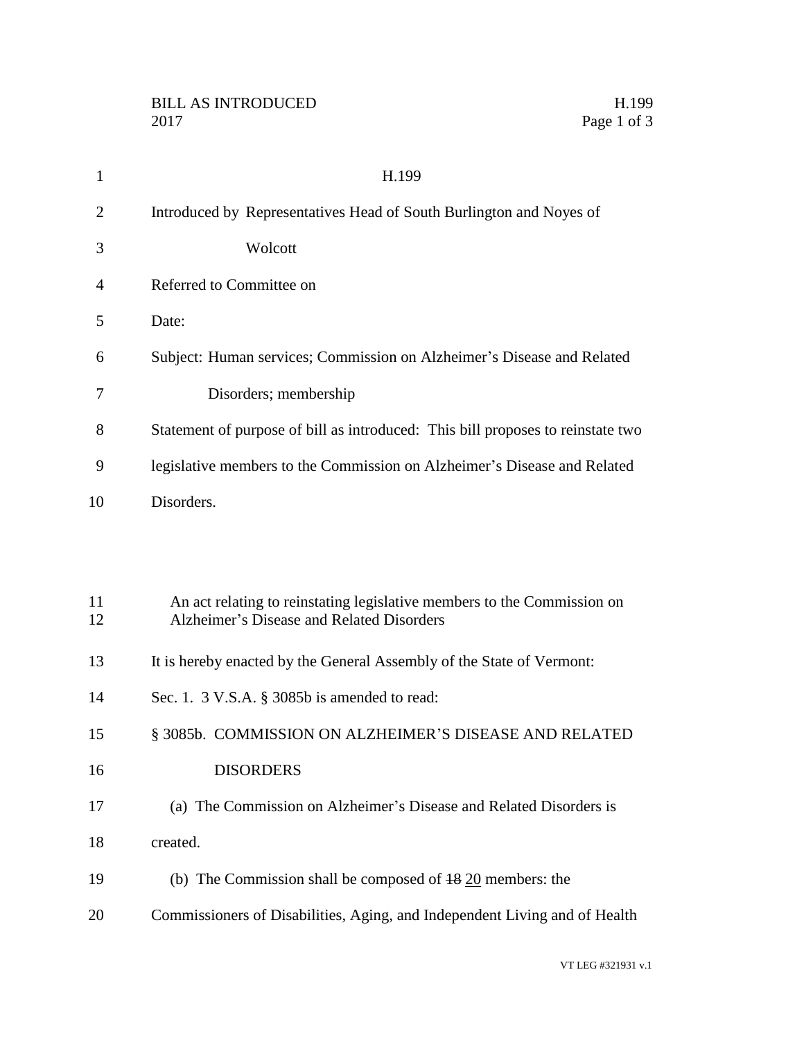H.199

Introduced by Representatives Head of South Burlington and Noyes of Wolcott

Referred to Committee on

Date:

Subject: Human services; Commission on Alzheimer's Disease and Related Disorders; membership

Statement of purpose of bill as introduced: This bill proposes to reinstate two legislative members to the Commission on Alzheimer's Disease and Related Disorders.

An act relating to reinstating legislative members to the Commission on Alzheimer's Disease and Related Disorders

It is hereby enacted by the General Assembly of the State of Vermont:

Sec. 1. 3 V.S.A. § 3085b is amended to read:

§ 3085b. COMMISSION ON ALZHEIMER'S DISEASE AND RELATED DISORDERS

(a) The Commission on Alzheimer's Disease and Related Disorders is created.

(b) The Commission shall be composed of ~~18~~ <u>20</u> members: the Commissioners of Disabilities, Aging, and Independent Living and of Health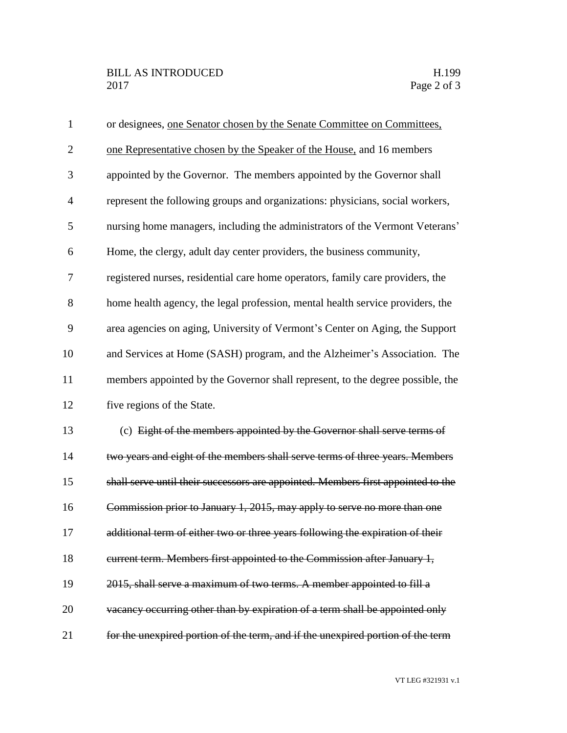or designees, <u>one Senator chosen by the Senate Committee on Committees, one Representative chosen by the Speaker of the House,</u> and 16 members appointed by the Governor. The members appointed by the Governor shall represent the following groups and organizations: physicians, social workers, nursing home managers, including the administrators of the Vermont Veterans' Home, the clergy, adult day center providers, the business community, registered nurses, residential care home operators, family care providers, the home health agency, the legal profession, mental health service providers, the area agencies on aging, University of Vermont's Center on Aging, the Support and Services at Home (SASH) program, and the Alzheimer's Association. The members appointed by the Governor shall represent, to the degree possible, the five regions of the State.

(c) ~~Eight of the members appointed by the Governor shall serve terms of two years and eight of the members shall serve terms of three years. Members shall serve until their successors are appointed. Members first appointed to the Commission prior to January 1, 2015, may apply to serve no more than one additional term of either two or three years following the expiration of their current term. Members first appointed to the Commission after January 1, 2015, shall serve a maximum of two terms. A member appointed to fill a vacancy occurring other than by expiration of a term shall be appointed only for the unexpired portion of the term, and if the unexpired portion of the term~~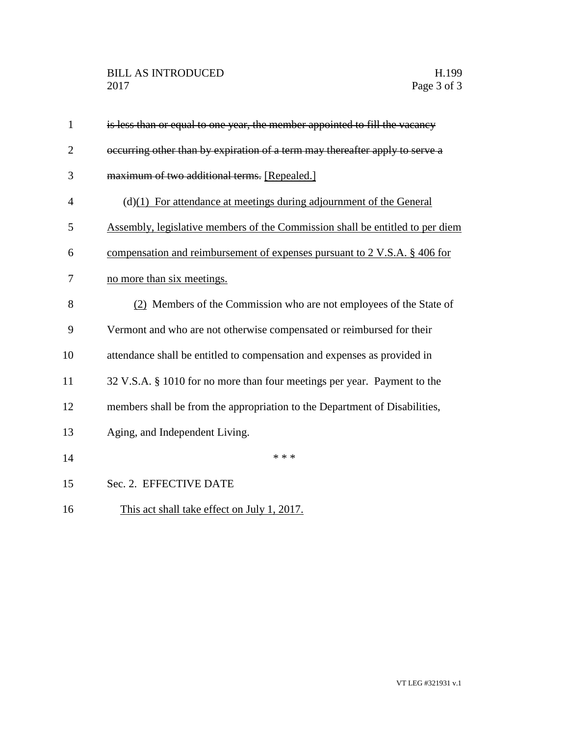~~is less than or equal to one year, the member appointed to fill the vacancy occurring other than by expiration of a term may thereafter apply to serve a maximum of two additional terms.~~ [Repealed.]

(d)(1) For attendance at meetings during adjournment of the General Assembly, legislative members of the Commission shall be entitled to per diem compensation and reimbursement of expenses pursuant to 2 V.S.A. § 406 for no more than six meetings.

(2) Members of the Commission who are not employees of the State of Vermont and who are not otherwise compensated or reimbursed for their attendance shall be entitled to compensation and expenses as provided in 32 V.S.A. § 1010 for no more than four meetings per year. Payment to the members shall be from the appropriation to the Department of Disabilities, Aging, and Independent Living.

\* \* \*

Sec. 2. EFFECTIVE DATE

This act shall take effect on July 1, 2017.